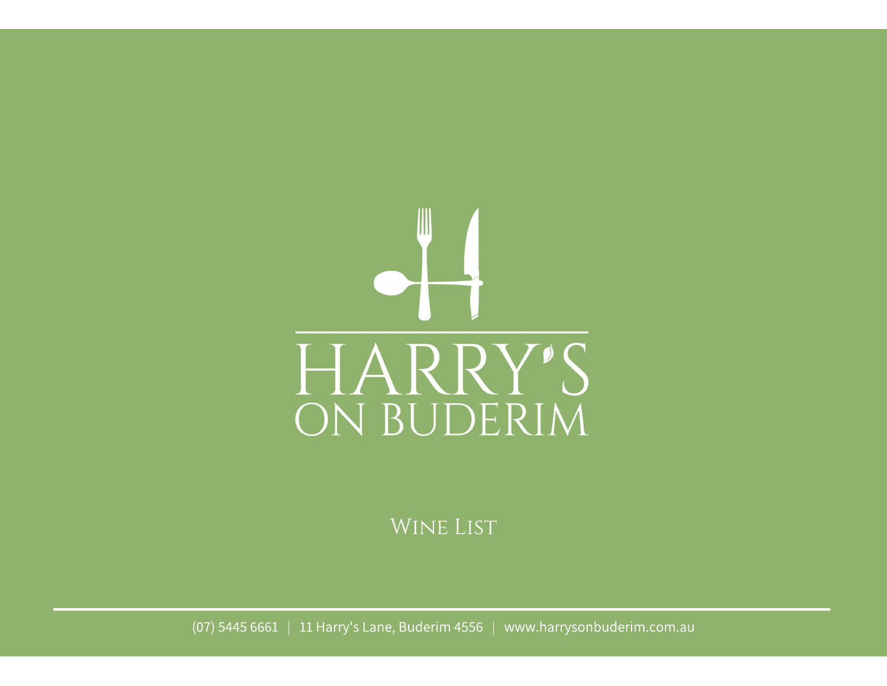# HARRY'S ON BUDERIM

## Wine List

(07) 5445 6661 | 11 Harry's Lane, Buderim 4556 | www.harrysonbuderim.com.au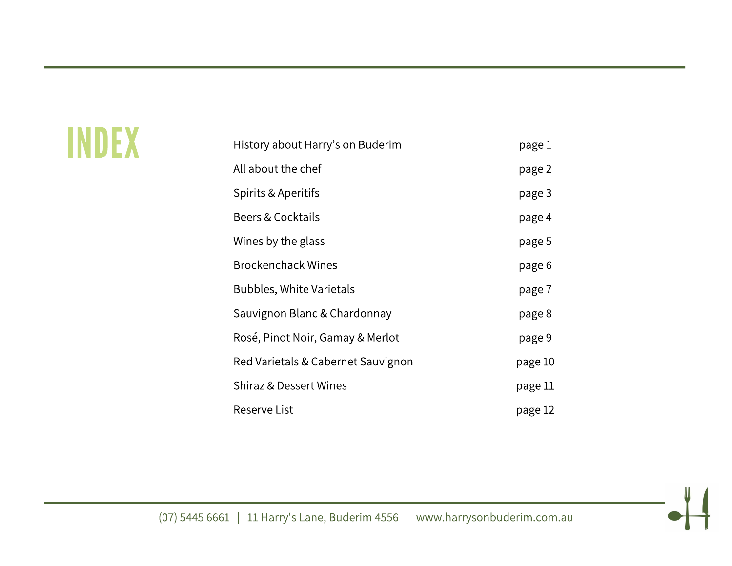# INDEX

| | |
|---|---|
| History about Harry's on Buderim | page 1 |
| All about the chef | page 2 |
| Spirits & Aperitifs | page 3 |
| Beers & Cocktails | page 4 |
| Wines by the glass | page 5 |
| Brockenchack Wines | page 6 |
| Bubbles, White Varietals | page 7 |
| Sauvignon Blanc & Chardonnay | page 8 |
| Rosé, Pinot Noir, Gamay & Merlot | page 9 |
| Red Varietals & Cabernet Sauvignon | page 10 |
| Shiraz & Dessert Wines | page 11 |
| Reserve List | page 12 |

(07) 5445 6661 | 11 Harry's Lane, Buderim 4556 | www.harrysonbuderim.com.au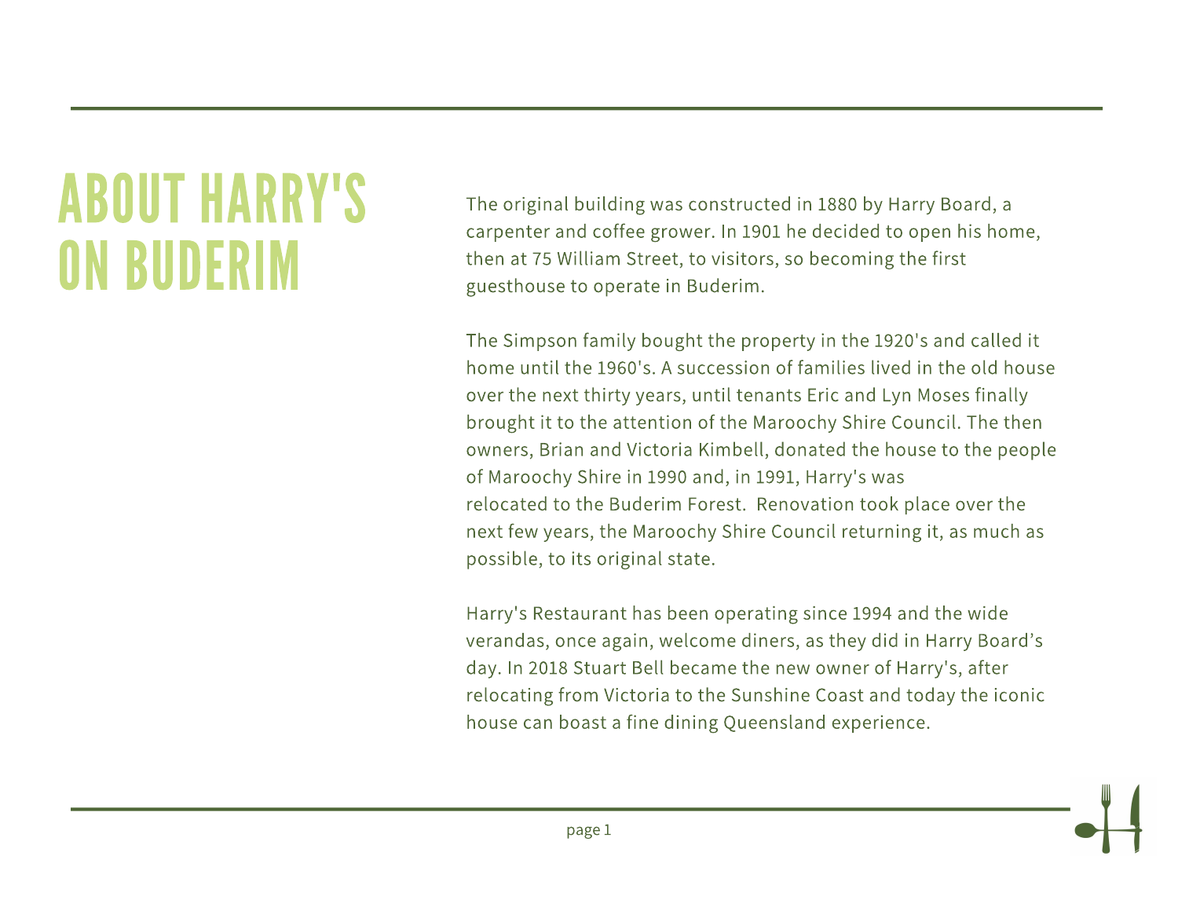# ABOUT HARRY'S ON BUDERIM

The original building was constructed in 1880 by Harry Board, a carpenter and coffee grower. In 1901 he decided to open his home, then at 75 William Street, to visitors, so becoming the first guesthouse to operate in Buderim.

The Simpson family bought the property in the 1920's and called it home until the 1960's. A succession of families lived in the old house over the next thirty years, until tenants Eric and Lyn Moses finally brought it to the attention of the Maroochy Shire Council. The then owners, Brian and Victoria Kimbell, donated the house to the people of Maroochy Shire in 1990 and, in 1991, Harry's was relocated to the Buderim Forest. Renovation took place over the next few years, the Maroochy Shire Council returning it, as much as possible, to its original state.

Harry's Restaurant has been operating since 1994 and the wide verandas, once again, welcome diners, as they did in Harry Board's day. In 2018 Stuart Bell became the new owner of Harry's, after relocating from Victoria to the Sunshine Coast and today the iconic house can boast a fine dining Queensland experience.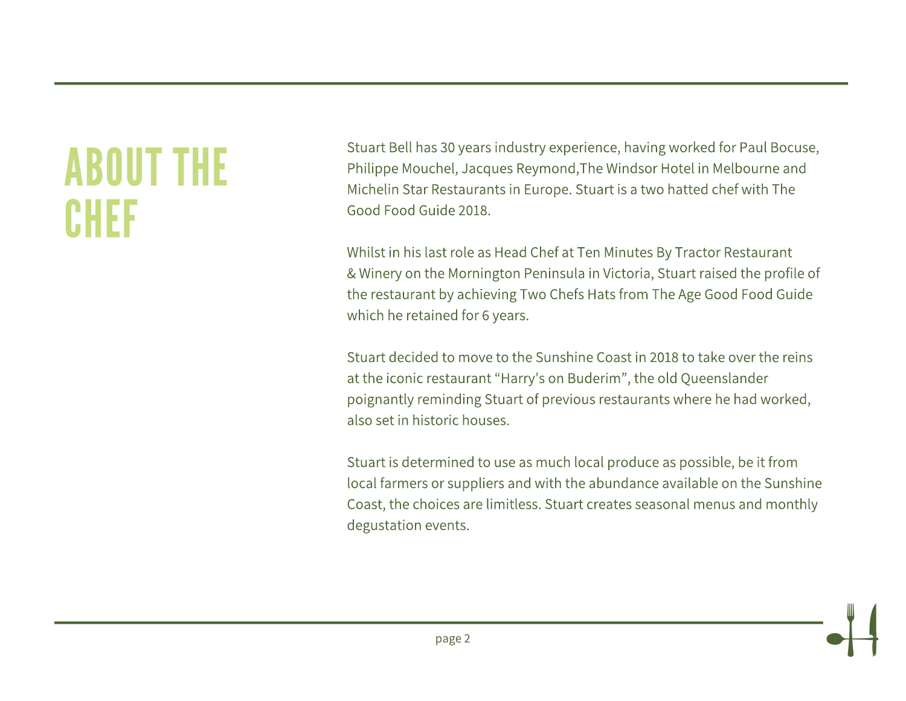# ABOUT THE CHEF

Stuart Bell has 30 years industry experience, having worked for Paul Bocuse, Philippe Mouchel, Jacques Reymond,The Windsor Hotel in Melbourne and Michelin Star Restaurants in Europe. Stuart is a two hatted chef with The Good Food Guide 2018.

Whilst in his last role as Head Chef at Ten Minutes By Tractor Restaurant & Winery on the Mornington Peninsula in Victoria, Stuart raised the profile of the restaurant by achieving Two Chefs Hats from The Age Good Food Guide which he retained for 6 years.

Stuart decided to move to the Sunshine Coast in 2018 to take over the reins at the iconic restaurant "Harry's on Buderim", the old Queenslander poignantly reminding Stuart of previous restaurants where he had worked, also set in historic houses.

Stuart is determined to use as much local produce as possible, be it from local farmers or suppliers and with the abundance available on the Sunshine Coast, the choices are limitless. Stuart creates seasonal menus and monthly degustation events.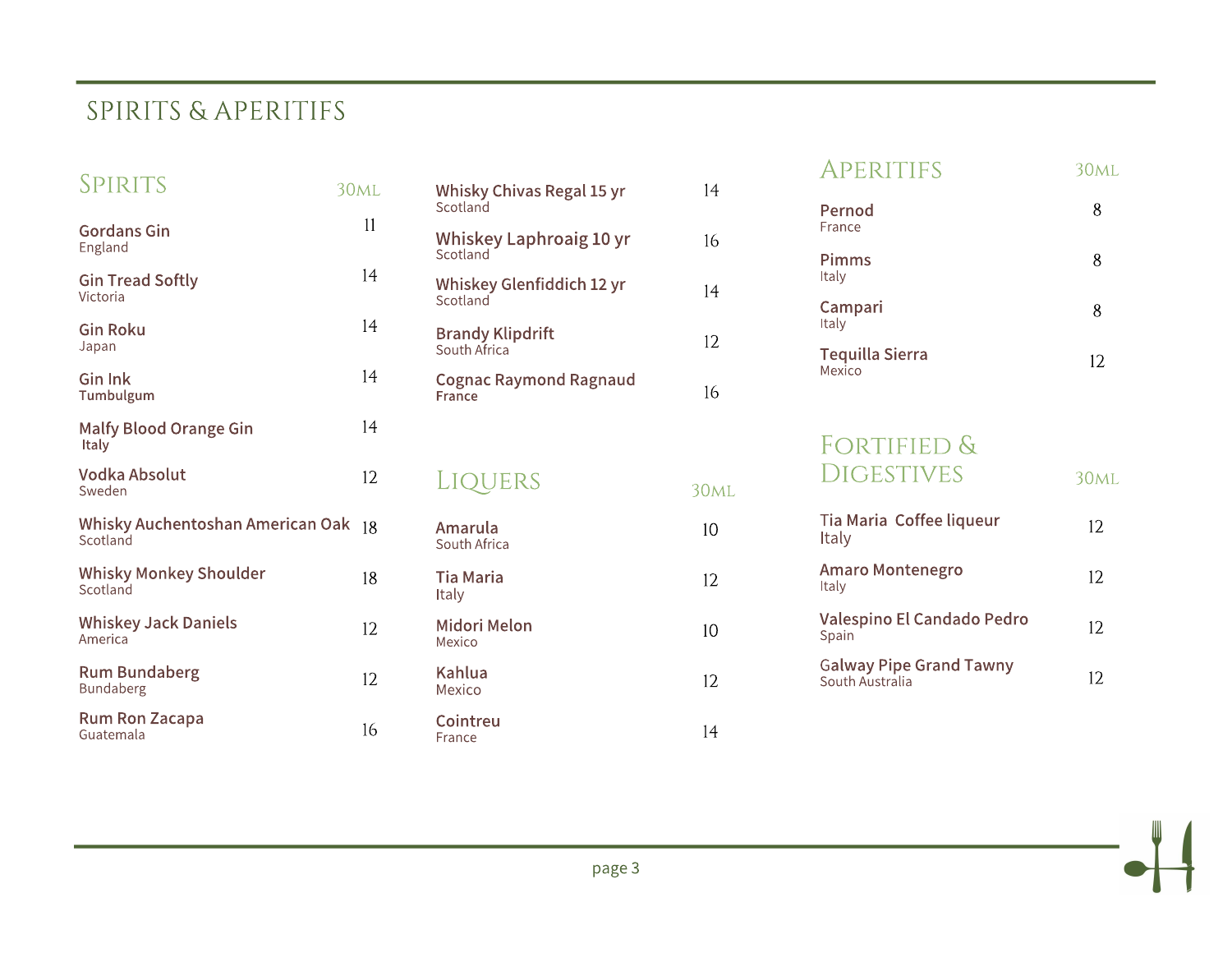# SPIRITS & APERITIFS

## Spirits

| Spirit | 30ml |
| --- | --- |
| Gordans Gin<br>England | 11 |
| Gin Tread Softly<br>Victoria | 14 |
| Gin Roku<br>Japan | 14 |
| Gin Ink<br>Tumbulgum | 14 |
| Malfy Blood Orange Gin<br>Italy | 14 |
| Vodka Absolut<br>Sweden | 12 |
| Whisky Auchentoshan American Oak<br>Scotland | 18 |
| Whisky Monkey Shoulder<br>Scotland | 18 |
| Whiskey Jack Daniels<br>America | 12 |
| Rum Bundaberg<br>Bundaberg | 12 |
| Rum Ron Zacapa<br>Guatemala | 16 |
| Whisky Chivas Regal 15 yr<br>Scotland | 14 |
| Whiskey Laphroaig 10 yr<br>Scotland | 16 |
| Whiskey Glenfiddich 12 yr<br>Scotland | 14 |
| Brandy Klipdrift<br>South Africa | 12 |
| Cognac Raymond Ragnaud<br>France | 16 |

## Liquers

| Liquer | 30ml |
| --- | --- |
| Amarula<br>South Africa | 10 |
| Tia Maria<br>Italy | 12 |
| Midori Melon<br>Mexico | 10 |
| Kahlua<br>Mexico | 12 |
| Cointreu<br>France | 14 |

## Aperitifs

| Aperitif | 30ml |
| --- | --- |
| Pernod<br>France | 8 |
| Pimms<br>Italy | 8 |
| Campari<br>Italy | 8 |
| Tequilla Sierra<br>Mexico | 12 |

## Fortified & Digestives

| Fortified & Digestive | 30ml |
| --- | --- |
| Tia Maria Coffee liqueur<br>Italy | 12 |
| Amaro Montenegro<br>Italy | 12 |
| Valespino El Candado Pedro<br>Spain | 12 |
| Galway Pipe Grand Tawny<br>South Australia | 12 |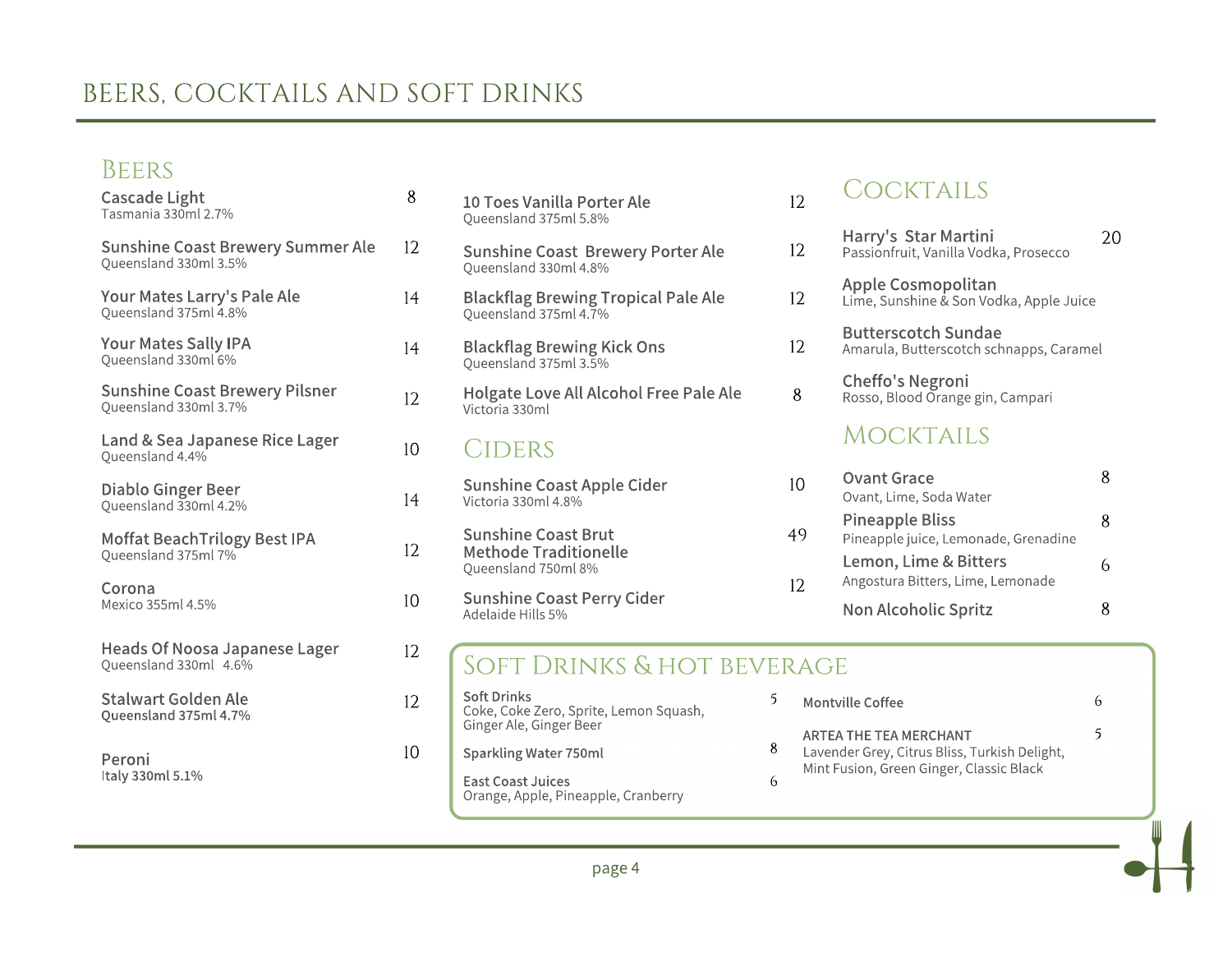# BEERS, COCKTAILS AND SOFT DRINKS

## Beers

**Cascade Light** — 8
Tasmania 330ml 2.7%

**Sunshine Coast Brewery Summer Ale** — 12
Queensland 330ml 3.5%

**Your Mates Larry's Pale Ale** — 14
Queensland 375ml 4.8%

**Your Mates Sally IPA** — 14
Queensland 330ml 6%

**Sunshine Coast Brewery Pilsner** — 12
Queensland 330ml 3.7%

**Land & Sea Japanese Rice Lager** — 10
Queensland 4.4%

**Diablo Ginger Beer** — 14
Queensland 330ml 4.2%

**Moffat BeachTrilogy Best IPA** — 12
Queensland 375ml 7%

**Corona** — 10
Mexico 355ml 4.5%

**Heads Of Noosa Japanese Lager** — 12
Queensland 330ml 4.6%

**Stalwart Golden Ale** — 12
Queensland 375ml 4.7%

**Peroni** — 10
Italy 330ml 5.1%

**10 Toes Vanilla Porter Ale** — 12
Queensland 375ml 5.8%

**Sunshine Coast Brewery Porter Ale** — 12
Queensland 330ml 4.8%

**Blackflag Brewing Tropical Pale Ale** — 12
Queensland 375ml 4.7%

**Blackflag Brewing Kick Ons** — 12
Queensland 375ml 3.5%

**Holgate Love All Alcohol Free Pale Ale** — 8
Victoria 330ml

## Ciders

**Sunshine Coast Apple Cider** — 10
Victoria 330ml 4.8%

**Sunshine Coast Brut Methode Traditionelle** — 49
Queensland 750ml 8%

**Sunshine Coast Perry Cider** — 12
Adelaide Hills 5%

## Cocktails

**Harry's Star Martini** — 20
Passionfruit, Vanilla Vodka, Prosecco

**Apple Cosmopolitan**
Lime, Sunshine & Son Vodka, Apple Juice

**Butterscotch Sundae**
Amarula, Butterscotch schnapps, Caramel

**Cheffo's Negroni**
Rosso, Blood Orange gin, Campari

## Mocktails

**Ovant Grace** — 8
Ovant, Lime, Soda Water

**Pineapple Bliss** — 8
Pineapple juice, Lemonade, Grenadine

**Lemon, Lime & Bitters** — 6
Angostura Bitters, Lime, Lemonade

**Non Alcoholic Spritz** — 8

## Soft Drinks & Hot Beverage

**Soft Drinks** — 5
Coke, Coke Zero, Sprite, Lemon Squash, Ginger Ale, Ginger Beer

**Sparkling Water 750ml** — 8

**East Coast Juices** — 6
Orange, Apple, Pineapple, Cranberry

**Montville Coffee** — 6

**ARTEA THE TEA MERCHANT** — 5
Lavender Grey, Citrus Bliss, Turkish Delight, Mint Fusion, Green Ginger, Classic Black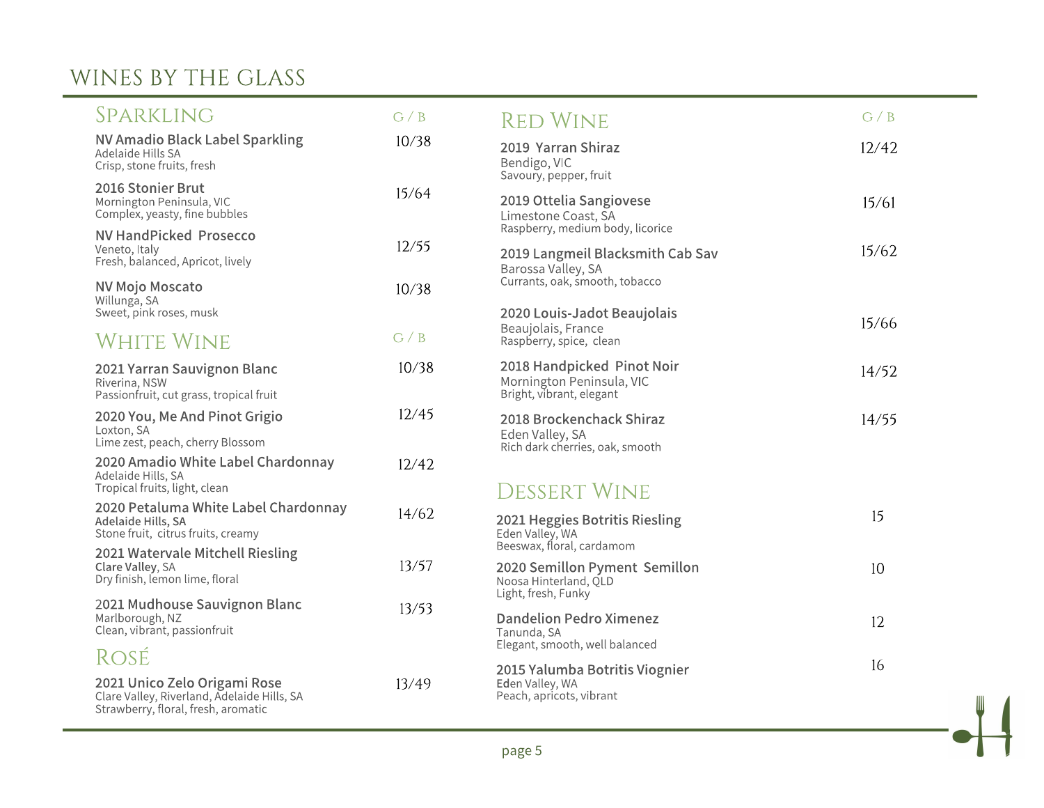# WINES BY THE GLASS

## Sparkling

| | G / B |
|---|---|
| **NV Amadio Black Label Sparkling**<br>Adelaide Hills SA<br>Crisp, stone fruits, fresh | 10/38 |
| **2016 Stonier Brut**<br>Mornington Peninsula, VIC<br>Complex, yeasty, fine bubbles | 15/64 |
| **NV HandPicked Prosecco**<br>Veneto, Italy<br>Fresh, balanced, Apricot, lively | 12/55 |
| **NV Mojo Moscato**<br>Willunga, SA<br>Sweet, pink roses, musk | 10/38 |

## White Wine

| | G / B |
|---|---|
| **2021 Yarran Sauvignon Blanc**<br>Riverina, NSW<br>Passionfruit, cut grass, tropical fruit | 10/38 |
| **2020 You, Me And Pinot Grigio**<br>Loxton, SA<br>Lime zest, peach, cherry Blossom | 12/45 |
| **2020 Amadio White Label Chardonnay**<br>Adelaide Hills, SA<br>Tropical fruits, light, clean | 12/42 |
| **2020 Petaluma White Label Chardonnay**<br>**Adelaide Hills, SA**<br>Stone fruit, citrus fruits, creamy | 14/62 |
| **2021 Watervale Mitchell Riesling**<br>**Clare Valley**, SA<br>Dry finish, lemon lime, floral | 13/57 |
| **2021 Mudhouse Sauvignon Blanc**<br>Marlborough, NZ<br>Clean, vibrant, passionfruit | 13/53 |

## Rosé

| | |
|---|---|
| **2021 Unico Zelo Origami Rose**<br>Clare Valley, Riverland, Adelaide Hills, SA<br>Strawberry, floral, fresh, aromatic | 13/49 |

## Red Wine

| | G / B |
|---|---|
| **2019 Yarran Shiraz**<br>Bendigo, VIC<br>Savoury, pepper, fruit | 12/42 |
| **2019 Ottelia Sangiovese**<br>Limestone Coast, SA<br>Raspberry, medium body, licorice | 15/61 |
| **2019 Langmeil Blacksmith Cab Sav**<br>Barossa Valley, SA<br>Currants, oak, smooth, tobacco | 15/62 |
| **2020 Louis-Jadot Beaujolais**<br>Beaujolais, France<br>Raspberry, spice, clean | 15/66 |
| **2018 Handpicked Pinot Noir**<br>Mornington Peninsula, VIC<br>Bright, vibrant, elegant | 14/52 |
| **2018 Brockenchack Shiraz**<br>Eden Valley, SA<br>Rich dark cherries, oak, smooth | 14/55 |

## Dessert Wine

| | |
|---|---|
| **2021 Heggies Botritis Riesling**<br>Eden Valley, WA<br>Beeswax, floral, cardamom | 15 |
| **2020 Semillon Pyment Semillon**<br>Noosa Hinterland, QLD<br>Light, fresh, Funky | 10 |
| **Dandelion Pedro Ximenez**<br>Tanunda, SA<br>Elegant, smooth, well balanced | 12 |
| **2015 Yalumba Botritis Viognier**<br>Eden Valley, WA<br>Peach, apricots, vibrant | 16 |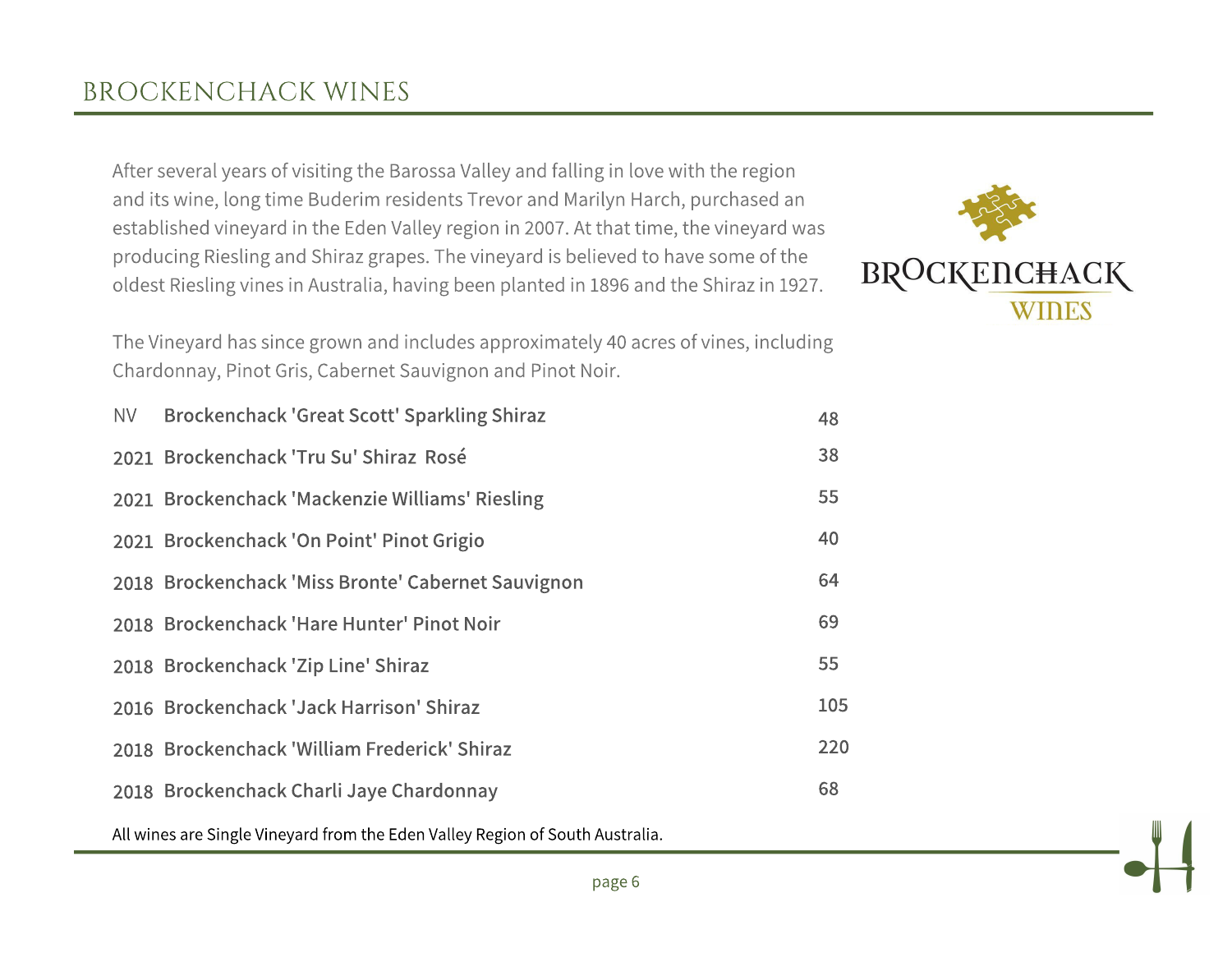# BROCKENCHACK WINES

After several years of visiting the Barossa Valley and falling in love with the region and its wine, long time Buderim residents Trevor and Marilyn Harch, purchased an established vineyard in the Eden Valley region in 2007. At that time, the vineyard was producing Riesling and Shiraz grapes. The vineyard is believed to have some of the oldest Riesling vines in Australia, having been planted in 1896 and the Shiraz in 1927.

The Vineyard has since grown and includes approximately 40 acres of vines, including Chardonnay, Pinot Gris, Cabernet Sauvignon and Pinot Noir.

| Vintage | Wine | Price |
|---|---|---|
| NV | Brockenchack 'Great Scott' Sparkling Shiraz | 48 |
| 2021 | Brockenchack 'Tru Su' Shiraz Rosé | 38 |
| 2021 | Brockenchack 'Mackenzie Williams' Riesling | 55 |
| 2021 | Brockenchack 'On Point' Pinot Grigio | 40 |
| 2018 | Brockenchack 'Miss Bronte' Cabernet Sauvignon | 64 |
| 2018 | Brockenchack 'Hare Hunter' Pinot Noir | 69 |
| 2018 | Brockenchack 'Zip Line' Shiraz | 55 |
| 2016 | Brockenchack 'Jack Harrison' Shiraz | 105 |
| 2018 | Brockenchack 'William Frederick' Shiraz | 220 |
| 2018 | Brockenchack Charli Jaye Chardonnay | 68 |

All wines are Single Vineyard from the Eden Valley Region of South Australia.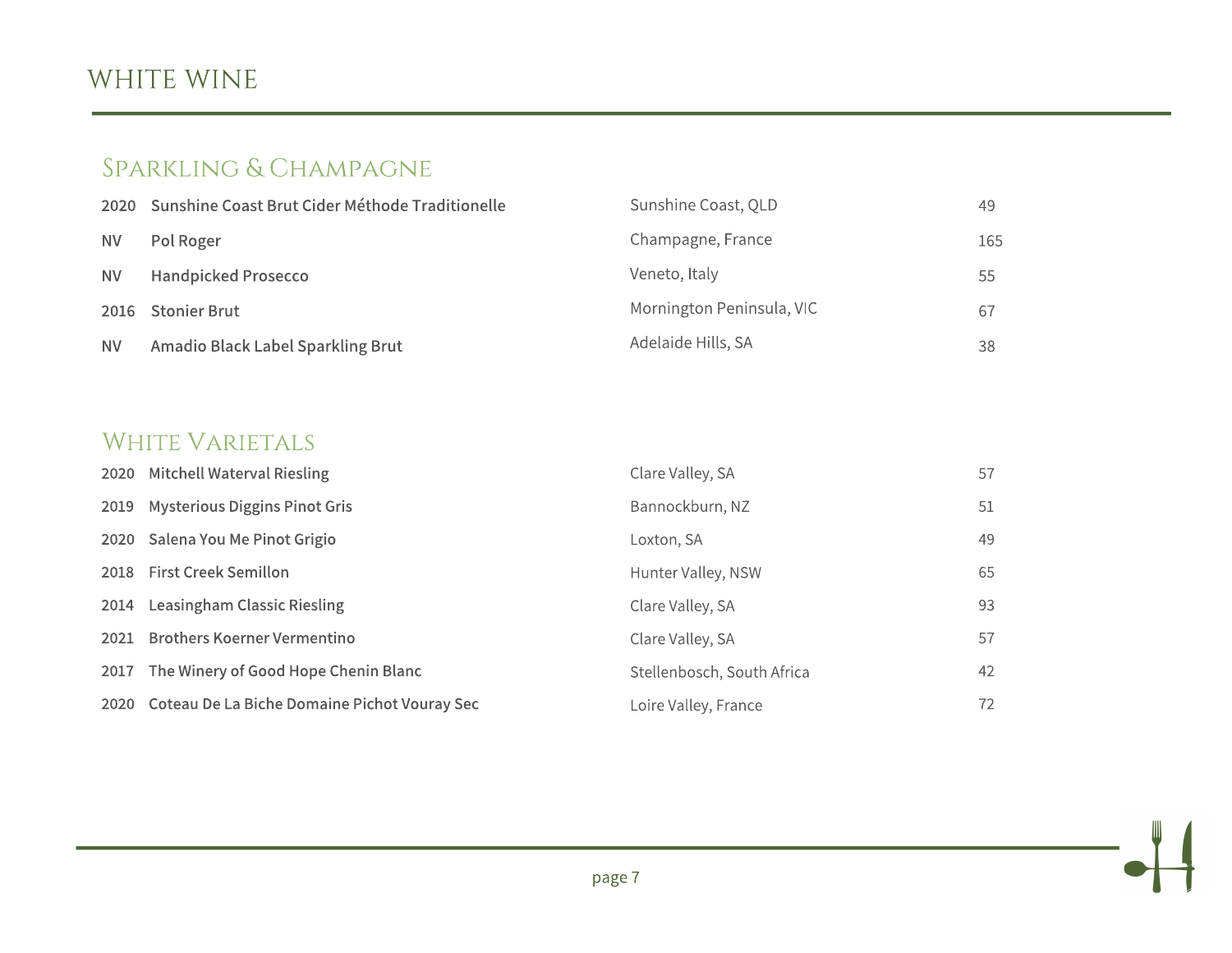# WHITE WINE

## Sparkling & Champagne

| Vintage | Wine | Region | Price |
|---|---|---|---|
| 2020 | Sunshine Coast Brut Cider Méthode Traditionelle | Sunshine Coast, QLD | 49 |
| NV | Pol Roger | Champagne, France | 165 |
| NV | Handpicked Prosecco | Veneto, Italy | 55 |
| 2016 | Stonier Brut | Mornington Peninsula, VIC | 67 |
| NV | Amadio Black Label Sparkling Brut | Adelaide Hills, SA | 38 |

## White Varietals

| Vintage | Wine | Region | Price |
|---|---|---|---|
| 2020 | Mitchell Waterval Riesling | Clare Valley, SA | 57 |
| 2019 | Mysterious Diggins Pinot Gris | Bannockburn, NZ | 51 |
| 2020 | Salena You Me Pinot Grigio | Loxton, SA | 49 |
| 2018 | First Creek Semillon | Hunter Valley, NSW | 65 |
| 2014 | Leasingham Classic Riesling | Clare Valley, SA | 93 |
| 2021 | Brothers Koerner Vermentino | Clare Valley, SA | 57 |
| 2017 | The Winery of Good Hope Chenin Blanc | Stellenbosch, South Africa | 42 |
| 2020 | Coteau De La Biche Domaine Pichot Vouray Sec | Loire Valley, France | 72 |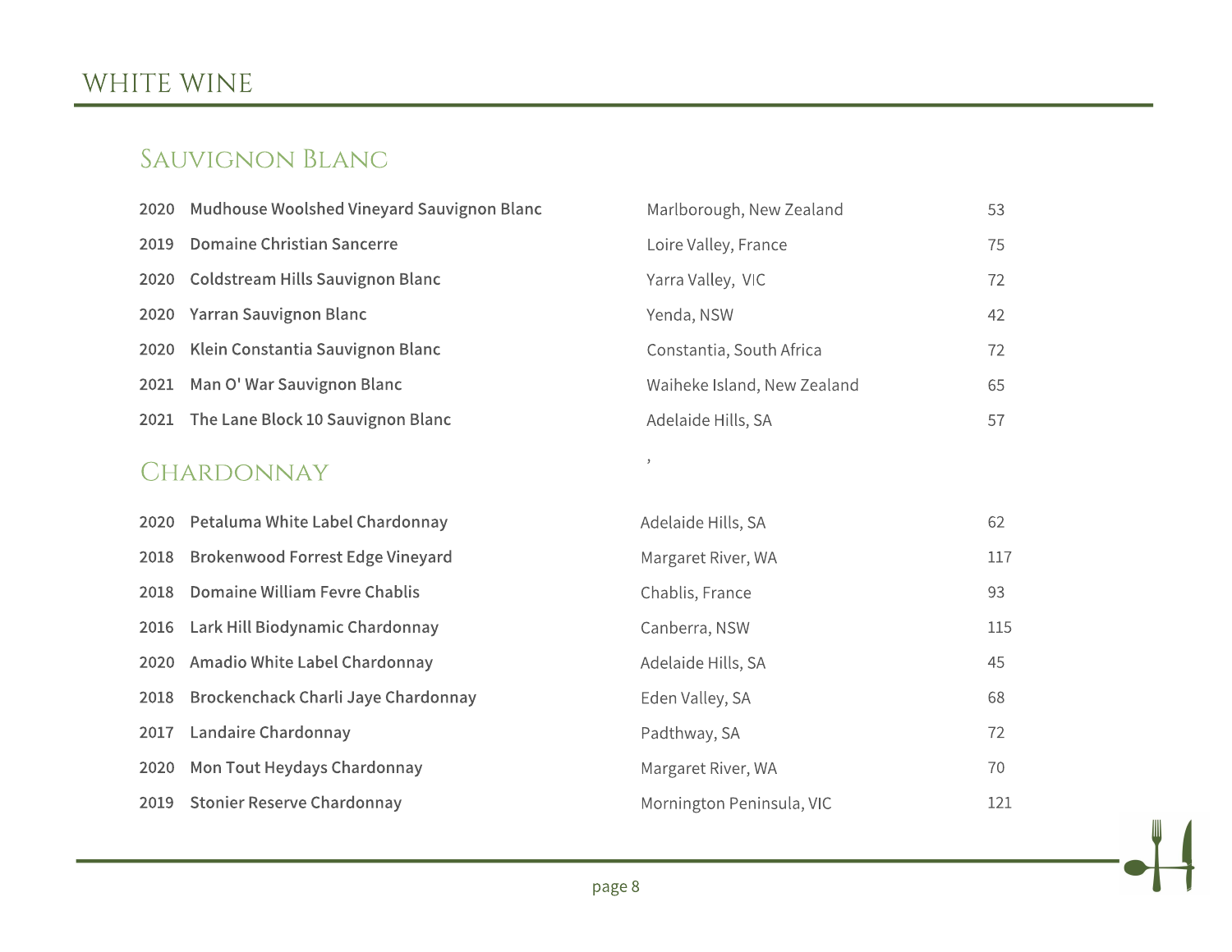# WHITE WINE

## Sauvignon Blanc

| Year | Wine | Region | Price |
|---|---|---|---|
| 2020 | **Mudhouse Woolshed Vineyard Sauvignon Blanc** | Marlborough, New Zealand | 53 |
| 2019 | **Domaine Christian Sancerre** | Loire Valley, France | 75 |
| 2020 | **Coldstream Hills Sauvignon Blanc** | Yarra Valley, VIC | 72 |
| 2020 | **Yarran Sauvignon Blanc** | Yenda, NSW | 42 |
| 2020 | **Klein Constantia Sauvignon Blanc** | Constantia, South Africa | 72 |
| 2021 | **Man O' War Sauvignon Blanc** | Waiheke Island, New Zealand | 65 |
| 2021 | **The Lane Block 10 Sauvignon Blanc** | Adelaide Hills, SA | 57 |

## Chardonnay

| Year | Wine | Region | Price |
|---|---|---|---|
| 2020 | **Petaluma White Label Chardonnay** | Adelaide Hills, SA | 62 |
| 2018 | **Brokenwood Forrest Edge Vineyard** | Margaret River, WA | 117 |
| 2018 | **Domaine William Fevre Chablis** | Chablis, France | 93 |
| 2016 | **Lark Hill Biodynamic Chardonnay** | Canberra, NSW | 115 |
| 2020 | **Amadio White Label Chardonnay** | Adelaide Hills, SA | 45 |
| 2018 | **Brockenchack Charli Jaye Chardonnay** | Eden Valley, SA | 68 |
| 2017 | **Landaire Chardonnay** | Padthway, SA | 72 |
| 2020 | **Mon Tout Heydays Chardonnay** | Margaret River, WA | 70 |
| 2019 | **Stonier Reserve Chardonnay** | Mornington Peninsula, VIC | 121 |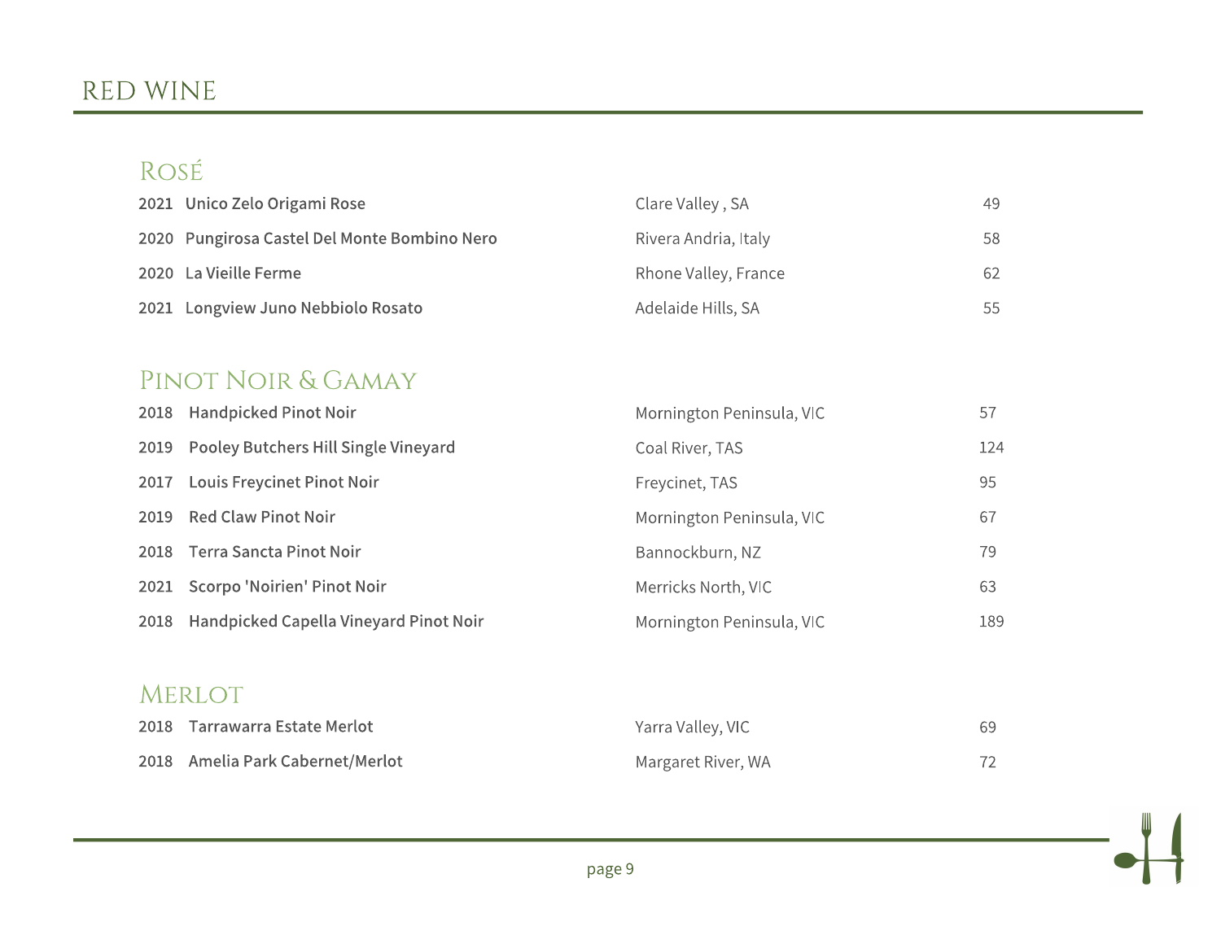# RED WINE

## Rosé

| Wine | Region | Price |
|---|---|---|
| 2021 Unico Zelo Origami Rose | Clare Valley , SA | 49 |
| 2020 Pungirosa Castel Del Monte Bombino Nero | Rivera Andria, Italy | 58 |
| 2020 La Vieille Ferme | Rhone Valley, France | 62 |
| 2021 Longview Juno Nebbiolo Rosato | Adelaide Hills, SA | 55 |

## Pinot Noir & Gamay

| Wine | Region | Price |
|---|---|---|
| 2018 Handpicked Pinot Noir | Mornington Peninsula, VIC | 57 |
| 2019 Pooley Butchers Hill Single Vineyard | Coal River, TAS | 124 |
| 2017 Louis Freycinet Pinot Noir | Freycinet, TAS | 95 |
| 2019 Red Claw Pinot Noir | Mornington Peninsula, VIC | 67 |
| 2018 Terra Sancta Pinot Noir | Bannockburn, NZ | 79 |
| 2021 Scorpo 'Noirien' Pinot Noir | Merricks North, VIC | 63 |
| 2018 Handpicked Capella Vineyard Pinot Noir | Mornington Peninsula, VIC | 189 |

## Merlot

| Wine | Region | Price |
|---|---|---|
| 2018 Tarrawarra Estate Merlot | Yarra Valley, VIC | 69 |
| 2018 Amelia Park Cabernet/Merlot | Margaret River, WA | 72 |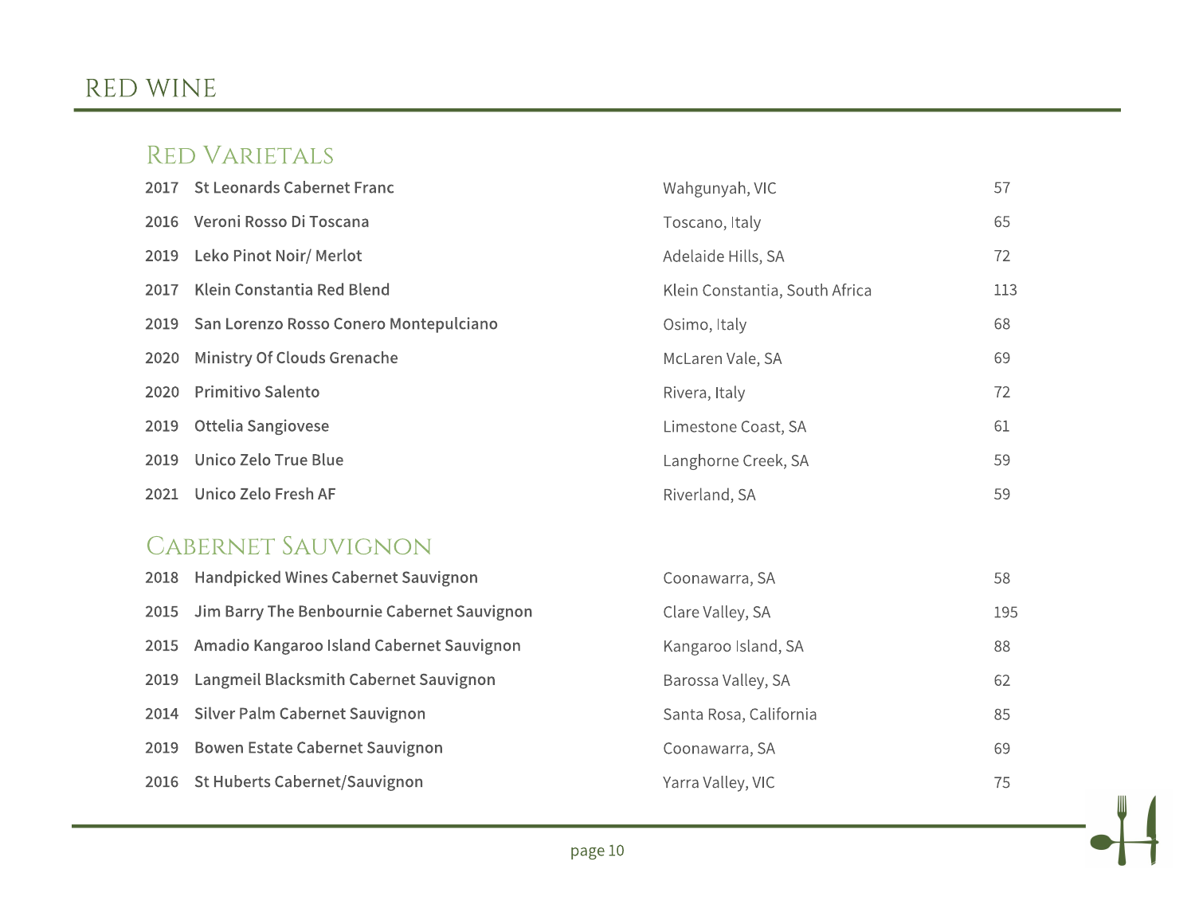# RED WINE

## Red Varietals

| Year | Wine | Region | Price |
|---|---|---|---|
| 2017 | St Leonards Cabernet Franc | Wahgunyah, VIC | 57 |
| 2016 | Veroni Rosso Di Toscana | Toscano, Italy | 65 |
| 2019 | Leko Pinot Noir/ Merlot | Adelaide Hills, SA | 72 |
| 2017 | Klein Constantia Red Blend | Klein Constantia, South Africa | 113 |
| 2019 | San Lorenzo Rosso Conero Montepulciano | Osimo, Italy | 68 |
| 2020 | Ministry Of Clouds Grenache | McLaren Vale, SA | 69 |
| 2020 | Primitivo Salento | Rivera, Italy | 72 |
| 2019 | Ottelia Sangiovese | Limestone Coast, SA | 61 |
| 2019 | Unico Zelo True Blue | Langhorne Creek, SA | 59 |
| 2021 | Unico Zelo Fresh AF | Riverland, SA | 59 |

## Cabernet Sauvignon

| Year | Wine | Region | Price |
|---|---|---|---|
| 2018 | Handpicked Wines Cabernet Sauvignon | Coonawarra, SA | 58 |
| 2015 | Jim Barry The Benbournie Cabernet Sauvignon | Clare Valley, SA | 195 |
| 2015 | Amadio Kangaroo Island Cabernet Sauvignon | Kangaroo Island, SA | 88 |
| 2019 | Langmeil Blacksmith Cabernet Sauvignon | Barossa Valley, SA | 62 |
| 2014 | Silver Palm Cabernet Sauvignon | Santa Rosa, California | 85 |
| 2019 | Bowen Estate Cabernet Sauvignon | Coonawarra, SA | 69 |
| 2016 | St Huberts Cabernet/Sauvignon | Yarra Valley, VIC | 75 |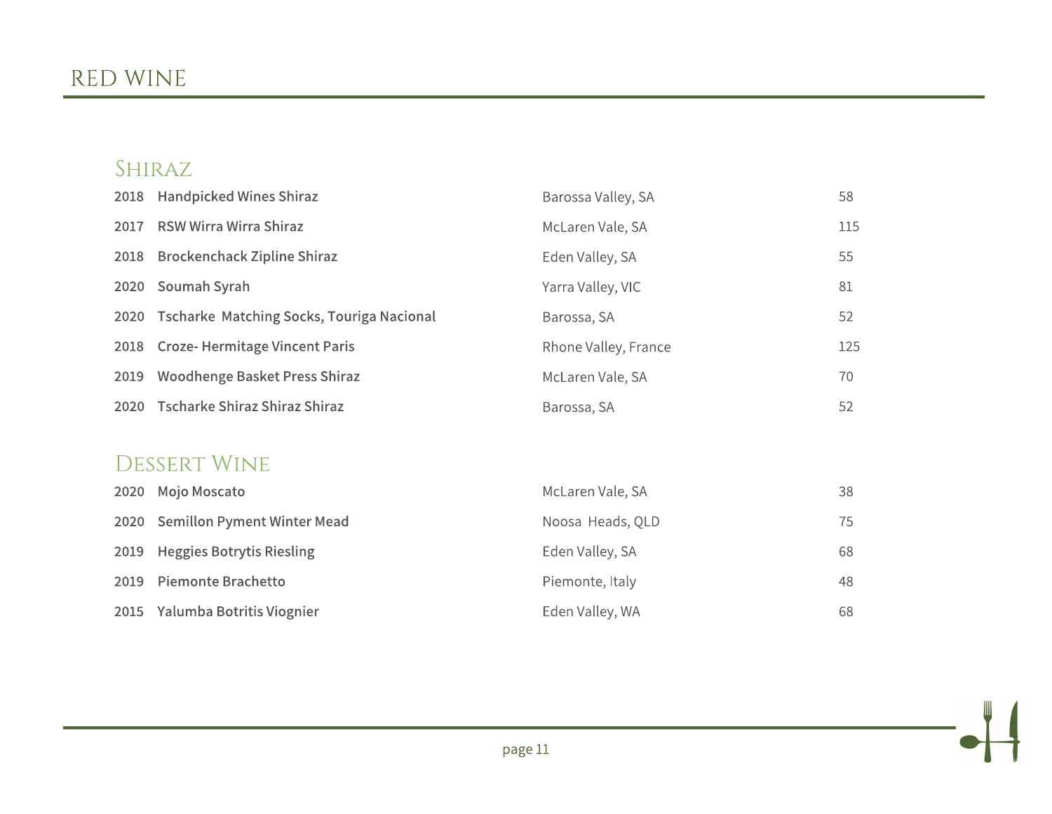# RED WINE

## Shiraz

| | | | |
|---|---|---|---|
| 2018 | Handpicked Wines Shiraz | Barossa Valley, SA | 58 |
| 2017 | RSW Wirra Wirra Shiraz | McLaren Vale, SA | 115 |
| 2018 | Brockenchack Zipline Shiraz | Eden Valley, SA | 55 |
| 2020 | Soumah Syrah | Yarra Valley, VIC | 81 |
| 2020 | Tscharke Matching Socks, Touriga Nacional | Barossa, SA | 52 |
| 2018 | Croze- Hermitage Vincent Paris | Rhone Valley, France | 125 |
| 2019 | Woodhenge Basket Press Shiraz | McLaren Vale, SA | 70 |
| 2020 | Tscharke Shiraz Shiraz Shiraz | Barossa, SA | 52 |

## Dessert Wine

| | | | |
|---|---|---|---|
| 2020 | Mojo Moscato | McLaren Vale, SA | 38 |
| 2020 | Semillon Pyment Winter Mead | Noosa Heads, QLD | 75 |
| 2019 | Heggies Botrytis Riesling | Eden Valley, SA | 68 |
| 2019 | Piemonte Brachetto | Piemonte, Italy | 48 |
| 2015 | Yalumba Botritis Viognier | Eden Valley, WA | 68 |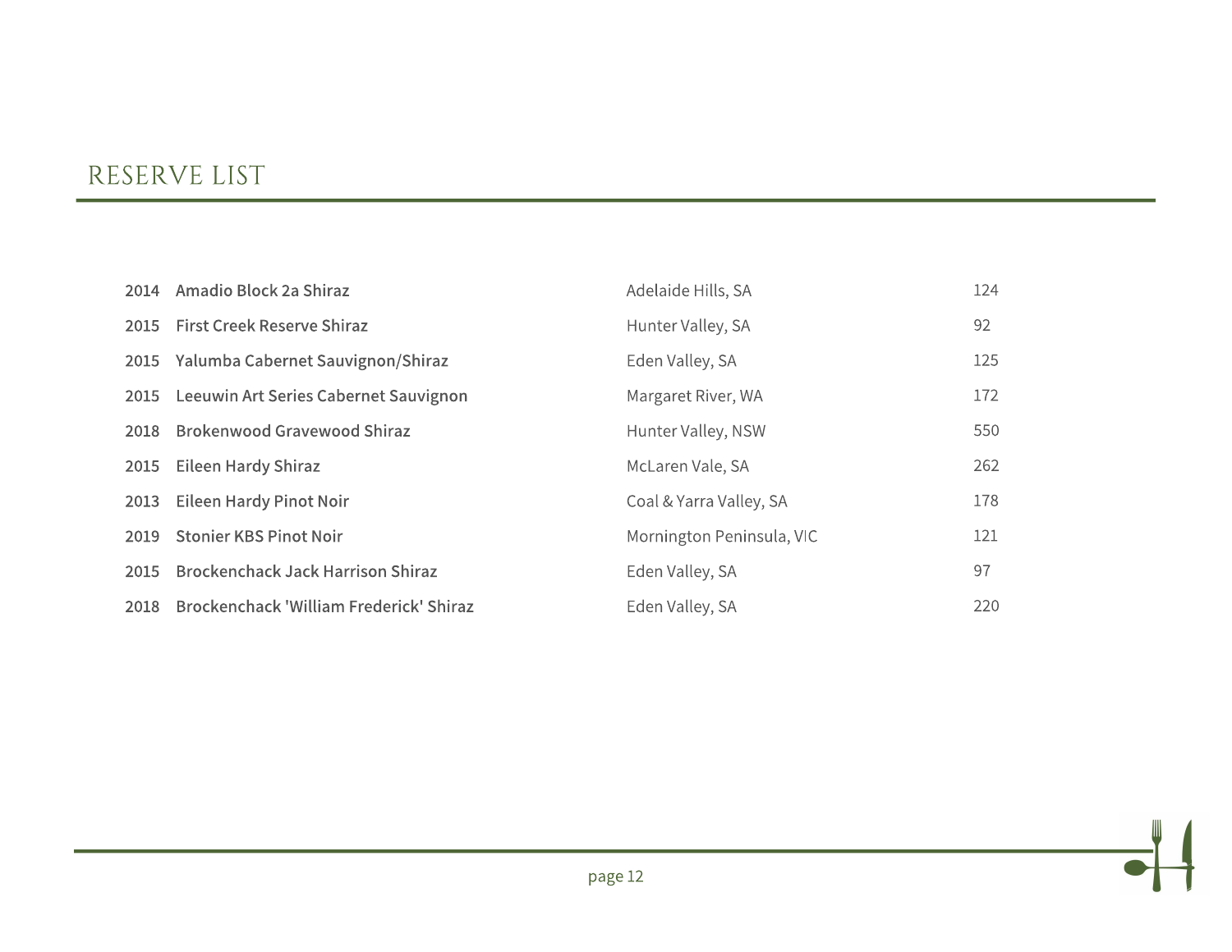## RESERVE LIST

| | | | |
|---|---|---|---|
| 2014 | **Amadio Block 2a Shiraz** | Adelaide Hills, SA | 124 |
| 2015 | **First Creek Reserve Shiraz** | Hunter Valley, SA | 92 |
| 2015 | **Yalumba Cabernet Sauvignon/Shiraz** | Eden Valley, SA | 125 |
| 2015 | **Leeuwin Art Series Cabernet Sauvignon** | Margaret River, WA | 172 |
| 2018 | **Brokenwood Gravewood Shiraz** | Hunter Valley, NSW | 550 |
| 2015 | **Eileen Hardy Shiraz** | McLaren Vale, SA | 262 |
| 2013 | **Eileen Hardy Pinot Noir** | Coal & Yarra Valley, SA | 178 |
| 2019 | **Stonier KBS Pinot Noir** | Mornington Peninsula, VIC | 121 |
| 2015 | **Brockenchack Jack Harrison Shiraz** | Eden Valley, SA | 97 |
| 2018 | **Brockenchack 'William Frederick' Shiraz** | Eden Valley, SA | 220 |